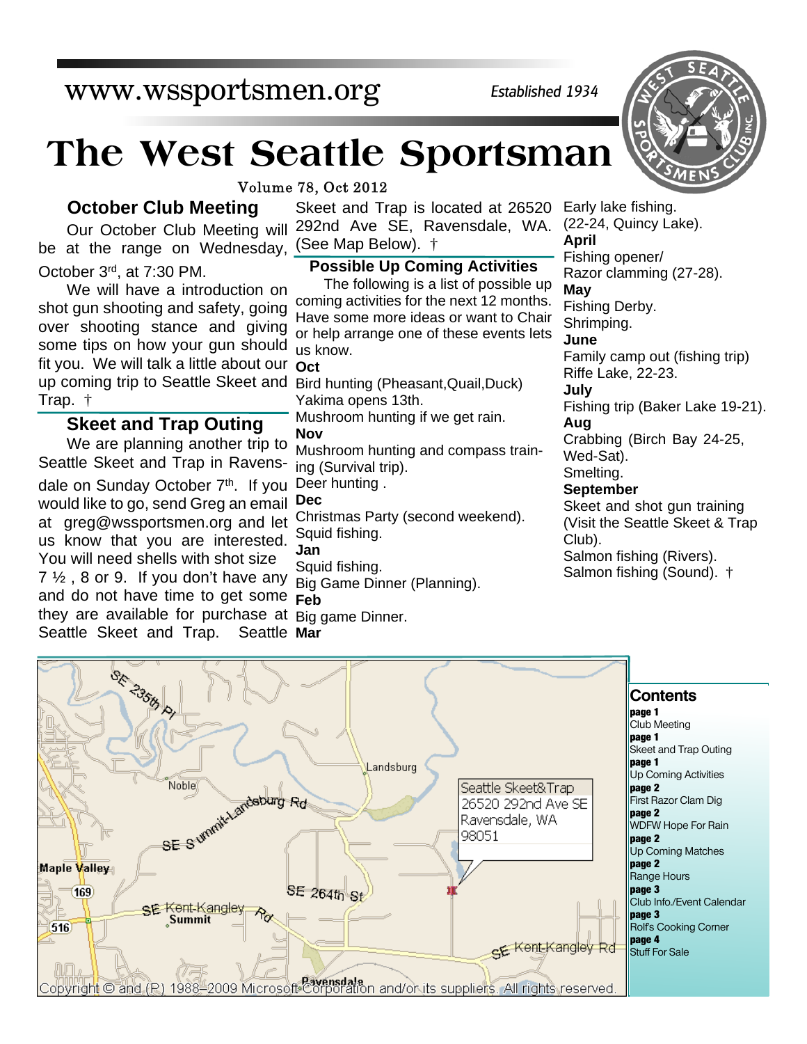www.wssportsmen.org

*Established 1934*

# The West Seattle Sportsman

Volume 78, Oct 2012

## October Club Meeting

Our October Club Meeting will be at the range on Wednesday, October 3rd, at 7:30 PM.

We will have a introduction on shot gun shooting and safety, going over shooting stance and giving some tips on how your gun should fit you. We will talk a little about our up coming trip to Seattle Skeet and Trap. †

## Skeet and Trap Outing

We are planning another trip to Seattle Skeet and Trap in Ravensdale on Sunday October 7th. If you would like to go, send Greg an email at greg@wssportsmen.org and let us know that you are interested. You will need shells with shot size 7 ½ , 8 or 9. If you don't have any and do not have time to get some they are available for purchase at Seattle Skeet and Trap. Seattle Skeet and Trap is located at 26520 292nd Ave SE, Ravensdale, WA. (See Map Below). †

## Possible Up Coming Activities

The following is a list of possible up coming activities for the next 12 months. Have some more ideas or want to Chair or help arrange one of these events lets us know.

**Oct**
Bird hunting (Pheasant,Quail,Duck) Yakima opens 13th.
Mushroom hunting if we get rain.

**Nov**
Mushroom hunting and compass training (Survival trip).
Deer hunting .

**Dec**
Christmas Party (second weekend).
Squid fishing.

**Jan**
Squid fishing.
Big Game Dinner (Planning).

**Feb**
Big game Dinner.

**Mar**
Early lake fishing.
(22-24, Quincy Lake).

**April**
Fishing opener/
Razor clamming (27-28).

**May**
Fishing Derby.
Shrimping.

**June**
Family camp out (fishing trip)
Riffe Lake, 22-23.

**July**
Fishing trip (Baker Lake 19-21).

**Aug**
Crabbing (Birch Bay 24-25, Wed-Sat).
Smelting.

**September**
Skeet and shot gun training
(Visit the Seattle Skeet & Trap Club).
Salmon fishing (Rivers).
Salmon fishing (Sound). †

SE 235th Pl
Landsburg
Noble
SE Summit-Landsburg Rd
Seattle Skeet&Trap
26520 292nd Ave SE
Ravensdale, WA
98051
Maple Valley
169
516
SE 264th St
SE Kent-Kangley Rd
Summit
SE Kent-Kangley Rd
Ravensdale
Copyright © and (P) 1988–2009 Microsoft Corporation and/or its suppliers. All rights reserved.

## Contents

**page 1**
Club Meeting
**page 1**
Skeet and Trap Outing
**page 1**
Up Coming Activities
**page 2**
First Razor Clam Dig
**page 2**
WDFW Hope For Rain
**page 2**
Up Coming Matches
**page 2**
Range Hours
**page 3**
Club Info./Event Calendar
**page 3**
Rolf's Cooking Corner
**page 4**
Stuff For Sale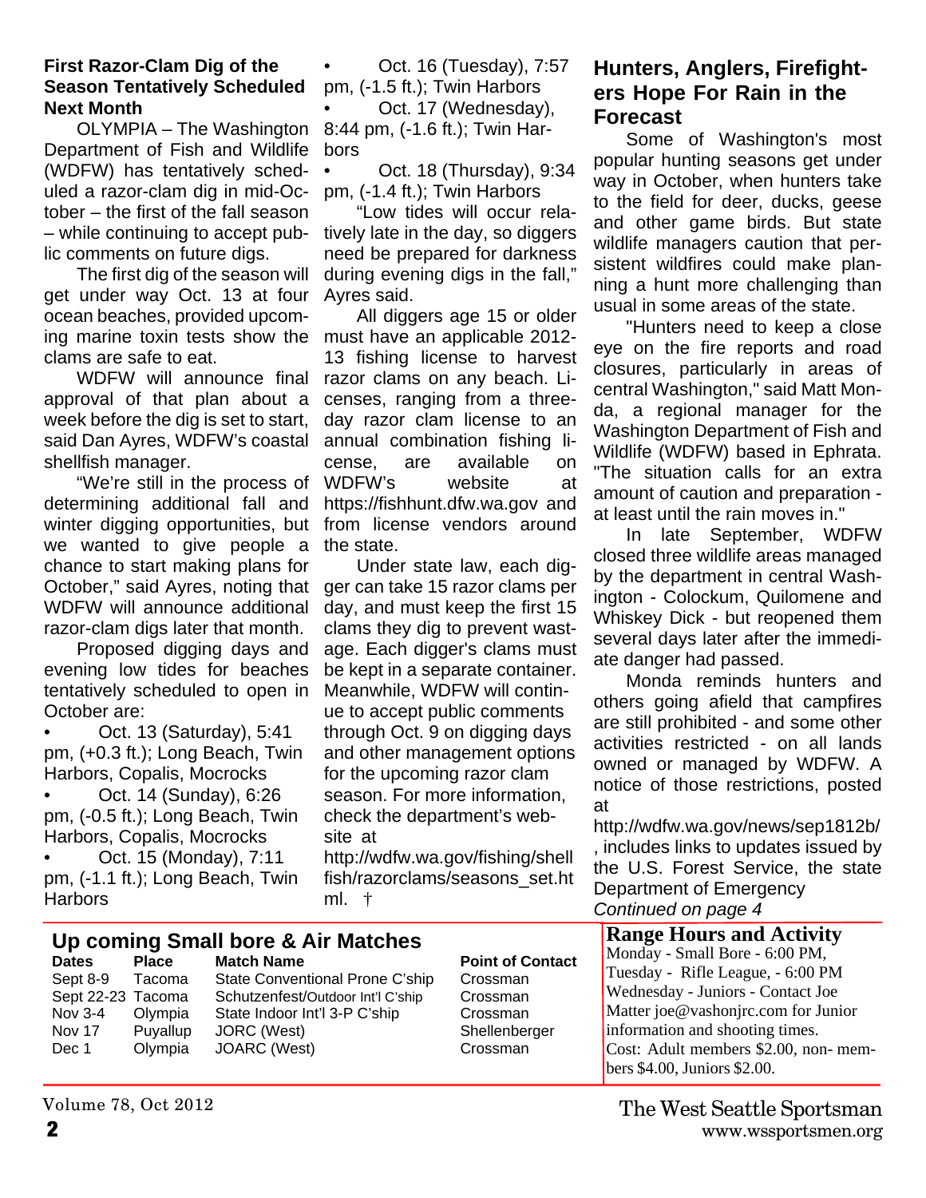### First Razor-Clam Dig of the Season Tentatively Scheduled Next Month

OLYMPIA – The Washington Department of Fish and Wildlife (WDFW) has tentatively scheduled a razor-clam dig in mid-October – the first of the fall season – while continuing to accept public comments on future digs.

The first dig of the season will get under way Oct. 13 at four ocean beaches, provided upcoming marine toxin tests show the clams are safe to eat.

WDFW will announce final approval of that plan about a week before the dig is set to start, said Dan Ayres, WDFW's coastal shellfish manager.

"We're still in the process of determining additional fall and winter digging opportunities, but we wanted to give people a chance to start making plans for October," said Ayres, noting that WDFW will announce additional razor-clam digs later that month.

Proposed digging days and evening low tides for beaches tentatively scheduled to open in October are:

- Oct. 13 (Saturday), 5:41 pm, (+0.3 ft.); Long Beach, Twin Harbors, Copalis, Mocrocks
- Oct. 14 (Sunday), 6:26 pm, (-0.5 ft.); Long Beach, Twin Harbors, Copalis, Mocrocks
- Oct. 15 (Monday), 7:11 pm, (-1.1 ft.); Long Beach, Twin Harbors
- Oct. 16 (Tuesday), 7:57 pm, (-1.5 ft.); Twin Harbors
- Oct. 17 (Wednesday), 8:44 pm, (-1.6 ft.); Twin Harbors
- Oct. 18 (Thursday), 9:34 pm, (-1.4 ft.); Twin Harbors

"Low tides will occur relatively late in the day, so diggers need be prepared for darkness during evening digs in the fall," Ayres said.

All diggers age 15 or older must have an applicable 2012-13 fishing license to harvest razor clams on any beach. Licenses, ranging from a three-day razor clam license to an annual combination fishing license, are available on WDFW's website at https://fishhunt.dfw.wa.gov and from license vendors around the state.

Under state law, each digger can take 15 razor clams per day, and must keep the first 15 clams they dig to prevent wastage. Each digger's clams must be kept in a separate container. Meanwhile, WDFW will continue to accept public comments through Oct. 9 on digging days and other management options for the upcoming razor clam season. For more information, check the department's website at http://wdfw.wa.gov/fishing/shellfish/razorclams/seasons_set.html. †

## Hunters, Anglers, Firefighters Hope For Rain in the Forecast

Some of Washington's most popular hunting seasons get under way in October, when hunters take to the field for deer, ducks, geese and other game birds. But state wildlife managers caution that persistent wildfires could make planning a hunt more challenging than usual in some areas of the state.

"Hunters need to keep a close eye on the fire reports and road closures, particularly in areas of central Washington," said Matt Monda, a regional manager for the Washington Department of Fish and Wildlife (WDFW) based in Ephrata. "The situation calls for an extra amount of caution and preparation - at least until the rain moves in."

In late September, WDFW closed three wildlife areas managed by the department in central Washington - Colockum, Quilomene and Whiskey Dick - but reopened them several days later after the immediate danger had passed.

Monda reminds hunters and others going afield that campfires are still prohibited - and some other activities restricted - on all lands owned or managed by WDFW. A notice of those restrictions, posted at http://wdfw.wa.gov/news/sep1812b/, includes links to updates issued by the U.S. Forest Service, the state Department of Emergency

*Continued on page 4*

## Up coming Small bore & Air Matches

| Dates | Place | Match Name | Point of Contact |
|---|---|---|---|
| Sept 8-9 | Tacoma | State Conventional Prone C'ship | Crossman |
| Sept 22-23 | Tacoma | Schutzenfest/Outdoor Int'l C'ship | Crossman |
| Nov 3-4 | Olympia | State Indoor Int'l 3-P C'ship | Crossman |
| Nov 17 | Puyallup | JORC (West) | Shellenberger |
| Dec 1 | Olympia | JOARC (West) | Crossman |

## Range Hours and Activity

Monday - Small Bore - 6:00 PM,
Tuesday - Rifle League, - 6:00 PM
Wednesday - Juniors - Contact Joe Matter joe@vashonjrc.com for Junior information and shooting times.
Cost: Adult members $2.00, non- members $4.00, Juniors $2.00.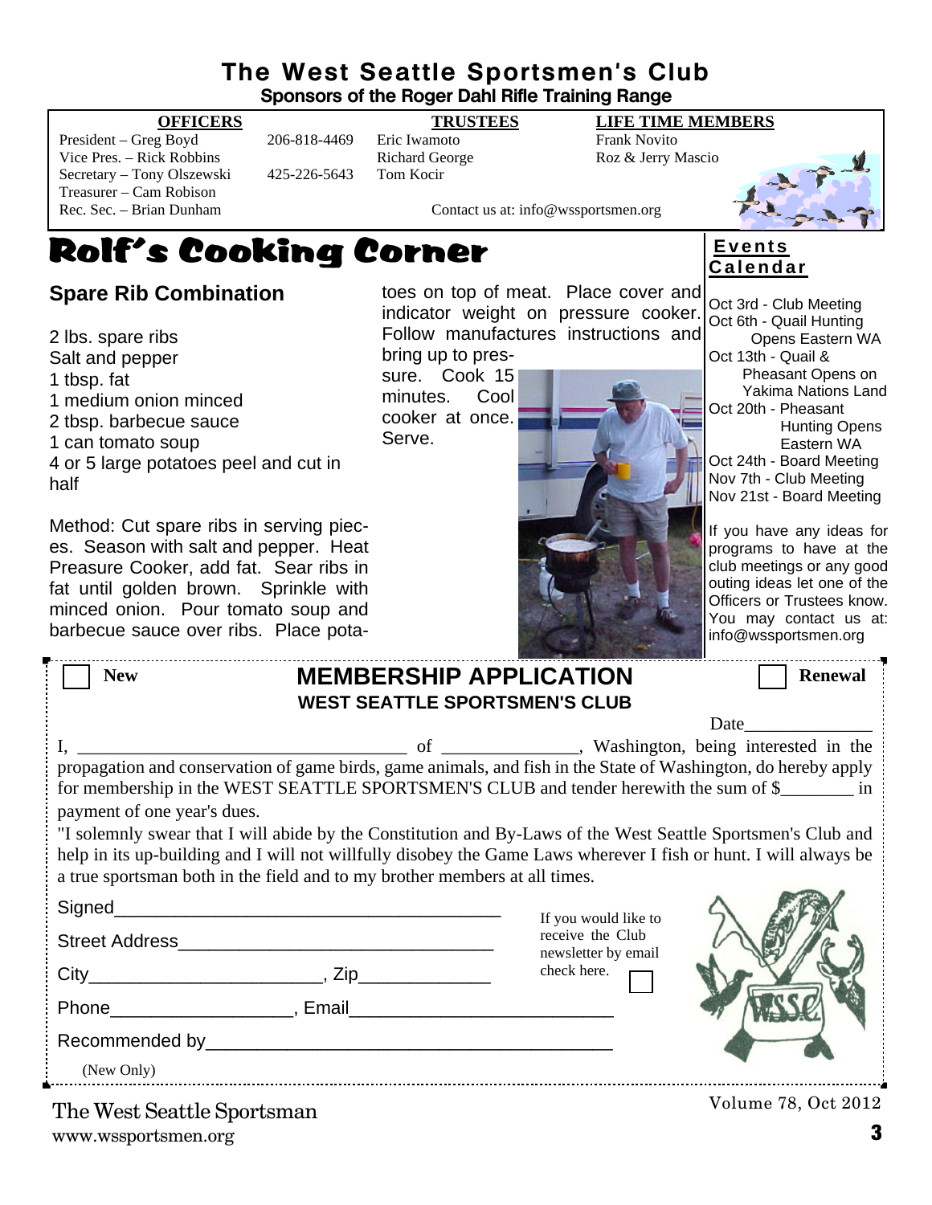# The West Seattle Sportsmen's Club

**Sponsors of the Roger Dahl Rifle Training Range**

**OFFICERS**

President – Greg Boyd 206-818-4469
Vice Pres. – Rick Robbins
Secretary – Tony Olszewski 425-226-5643
Treasurer – Cam Robison
Rec. Sec. – Brian Dunham

**TRUSTEES**

Eric Iwamoto
Richard George
Tom Kocir

**LIFE TIME MEMBERS**

Frank Novito
Roz & Jerry Mascio

Contact us at: info@wssportsmen.org

# Rolf's Cooking Corner

## Spare Rib Combination

2 lbs. spare ribs
Salt and pepper
1 tbsp. fat
1 medium onion minced
2 tbsp. barbecue sauce
1 can tomato soup
4 or 5 large potatoes peel and cut in half

Method: Cut spare ribs in serving pieces. Season with salt and pepper. Heat Preasure Cooker, add fat. Sear ribs in fat until golden brown. Sprinkle with minced onion. Pour tomato soup and barbecue sauce over ribs. Place potatoes on top of meat. Place cover and indicator weight on pressure cooker. Follow manufactures instructions and bring up to pressure. Cook 15 minutes. Cool cooker at once. Serve.

## Events Calendar

Oct 3rd - Club Meeting
Oct 6th - Quail Hunting Opens Eastern WA
Oct 13th - Quail & Pheasant Opens on Yakima Nations Land
Oct 20th - Pheasant Hunting Opens Eastern WA
Oct 24th - Board Meeting
Nov 7th - Club Meeting
Nov 21st - Board Meeting

If you have any ideas for programs to have at the club meetings or any good outing ideas let one of the Officers or Trustees know. You may contact us at: info@wssportsmen.org

---

☐ **New** ☐ **Renewal**

## MEMBERSHIP APPLICATION

**WEST SEATTLE SPORTSMEN'S CLUB**

Date______________

I, ___________________________________ of _______________, Washington, being interested in the propagation and conservation of game birds, game animals, and fish in the State of Washington, do hereby apply for membership in the WEST SEATTLE SPORTSMEN'S CLUB and tender herewith the sum of $________ in payment of one year's dues.

"I solemnly swear that I will abide by the Constitution and By-Laws of the West Seattle Sportsmen's Club and help in its up-building and I will not willfully disobey the Game Laws wherever I fish or hunt. I will always be a true sportsman both in the field and to my brother members at all times.

Signed_______________________________________

Street Address________________________________

City_______________________, Zip_____________

Phone__________________, Email_________________________

Recommended by________________________________________
(New Only)

If you would like to receive the Club newsletter by email check here. ☐

The West Seattle Sportsman
www.wssportsmen.org

Volume 78, Oct 2012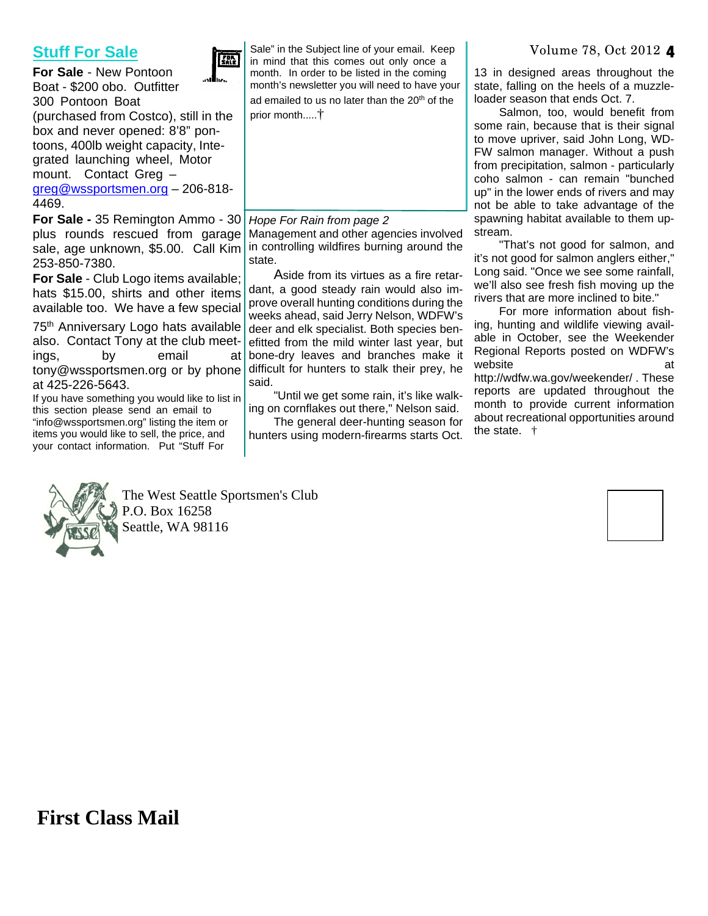## Stuff For Sale

**For Sale** - New Pontoon Boat - $200 obo. Outfitter 300 Pontoon Boat (purchased from Costco), still in the box and never opened: 8'8" pontoons, 400lb weight capacity, Integrated launching wheel, Motor mount. Contact Greg – greg@wssportsmen.org – 206-818-4469.

**For Sale -** 35 Remington Ammo - 30 plus rounds rescued from garage sale, age unknown, $5.00. Call Kim 253-850-7380.

**For Sale** - Club Logo items available; hats $15.00, shirts and other items available too. We have a few special 75th Anniversary Logo hats available also. Contact Tony at the club meetings, by email at tony@wssportsmen.org or by phone at 425-226-5643.

If you have something you would like to list in this section please send an email to "info@wssportsmen.org" listing the item or items you would like to sell, the price, and your contact information. Put "Stuff For Sale" in the Subject line of your email. Keep in mind that this comes out only once a month. In order to be listed in the coming month's newsletter you will need to have your ad emailed to us no later than the 20th of the prior month.....†

*Hope For Rain from page 2*

Management and other agencies involved in controlling wildfires burning around the state.

Aside from its virtues as a fire retardant, a good steady rain would also improve overall hunting conditions during the weeks ahead, said Jerry Nelson, WDFW's deer and elk specialist. Both species benefitted from the mild winter last year, but bone-dry leaves and branches make it difficult for hunters to stalk their prey, he said.

"Until we get some rain, it's like walking on cornflakes out there," Nelson said.

The general deer-hunting season for hunters using modern-firearms starts Oct. 13 in designed areas throughout the state, falling on the heels of a muzzle-loader season that ends Oct. 7.

Salmon, too, would benefit from some rain, because that is their signal to move upriver, said John Long, WDFW salmon manager. Without a push from precipitation, salmon - particularly coho salmon - can remain "bunched up" in the lower ends of rivers and may not be able to take advantage of the spawning habitat available to them upstream.

"That's not good for salmon, and it's not good for salmon anglers either," Long said. "Once we see some rainfall, we'll also see fresh fish moving up the rivers that are more inclined to bite."

For more information about fishing, hunting and wildlife viewing available in October, see the Weekender Regional Reports posted on WDFW's website at http://wdfw.wa.gov/weekender/ . These reports are updated throughout the month to provide current information about recreational opportunities around the state. †

The West Seattle Sportsmen's Club
P.O. Box 16258
Seattle, WA 98116

**First Class Mail**